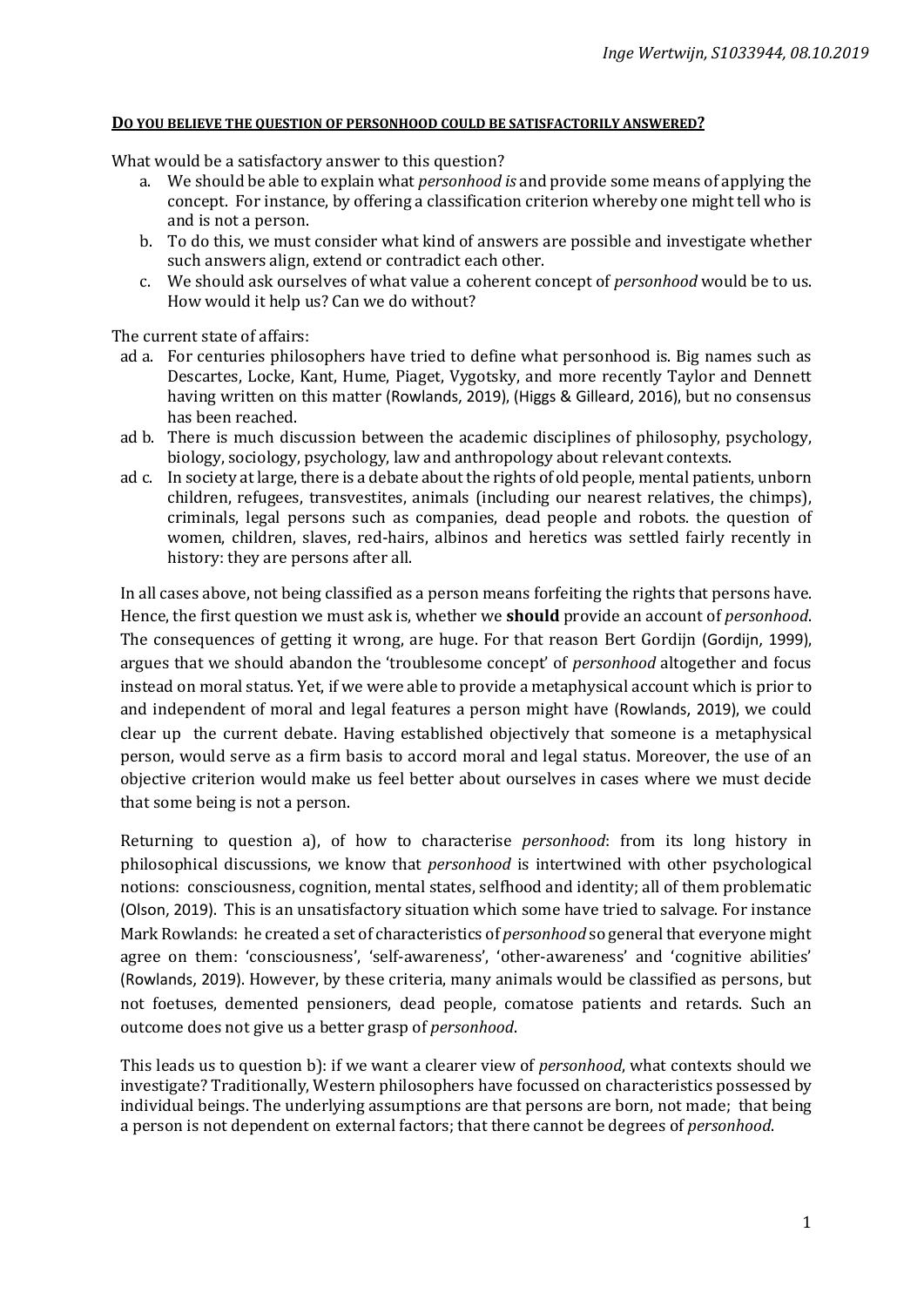Inge Wertwijn, S1033944, 08.10.2019

**DO YOU BELIEVE THE QUESTION OF PERSONHOOD COULD BE SATISFACTORILY ANSWERED?**

What would be a satisfactory answer to this question?

a. We should be able to explain what *personhood is* and provide some means of applying the concept. For instance, by offering a classification criterion whereby one might tell who is and is not a person.
b. To do this, we must consider what kind of answers are possible and investigate whether such answers align, extend or contradict each other.
c. We should ask ourselves of what value a coherent concept of *personhood* would be to us. How would it help us? Can we do without?

The current state of affairs:

ad a. For centuries philosophers have tried to define what personhood is. Big names such as Descartes, Locke, Kant, Hume, Piaget, Vygotsky, and more recently Taylor and Dennett having written on this matter (Rowlands, 2019), (Higgs & Gilleard, 2016), but no consensus has been reached.

ad b. There is much discussion between the academic disciplines of philosophy, psychology, biology, sociology, psychology, law and anthropology about relevant contexts.

ad c. In society at large, there is a debate about the rights of old people, mental patients, unborn children, refugees, transvestites, animals (including our nearest relatives, the chimps), criminals, legal persons such as companies, dead people and robots. the question of women, children, slaves, red-hairs, albinos and heretics was settled fairly recently in history: they are persons after all.

In all cases above, not being classified as a person means forfeiting the rights that persons have. Hence, the first question we must ask is, whether we **should** provide an account of *personhood*. The consequences of getting it wrong, are huge. For that reason Bert Gordijn (Gordijn, 1999), argues that we should abandon the 'troublesome concept' of *personhood* altogether and focus instead on moral status. Yet, if we were able to provide a metaphysical account which is prior to and independent of moral and legal features a person might have (Rowlands, 2019), we could clear up the current debate. Having established objectively that someone is a metaphysical person, would serve as a firm basis to accord moral and legal status. Moreover, the use of an objective criterion would make us feel better about ourselves in cases where we must decide that some being is not a person.

Returning to question a), of how to characterise *personhood*: from its long history in philosophical discussions, we know that *personhood* is intertwined with other psychological notions: consciousness, cognition, mental states, selfhood and identity; all of them problematic (Olson, 2019). This is an unsatisfactory situation which some have tried to salvage. For instance Mark Rowlands: he created a set of characteristics of *personhood* so general that everyone might agree on them: 'consciousness', 'self-awareness', 'other-awareness' and 'cognitive abilities' (Rowlands, 2019). However, by these criteria, many animals would be classified as persons, but not foetuses, demented pensioners, dead people, comatose patients and retards. Such an outcome does not give us a better grasp of *personhood*.

This leads us to question b): if we want a clearer view of *personhood*, what contexts should we investigate? Traditionally, Western philosophers have focussed on characteristics possessed by individual beings. The underlying assumptions are that persons are born, not made; that being a person is not dependent on external factors; that there cannot be degrees of *personhood*.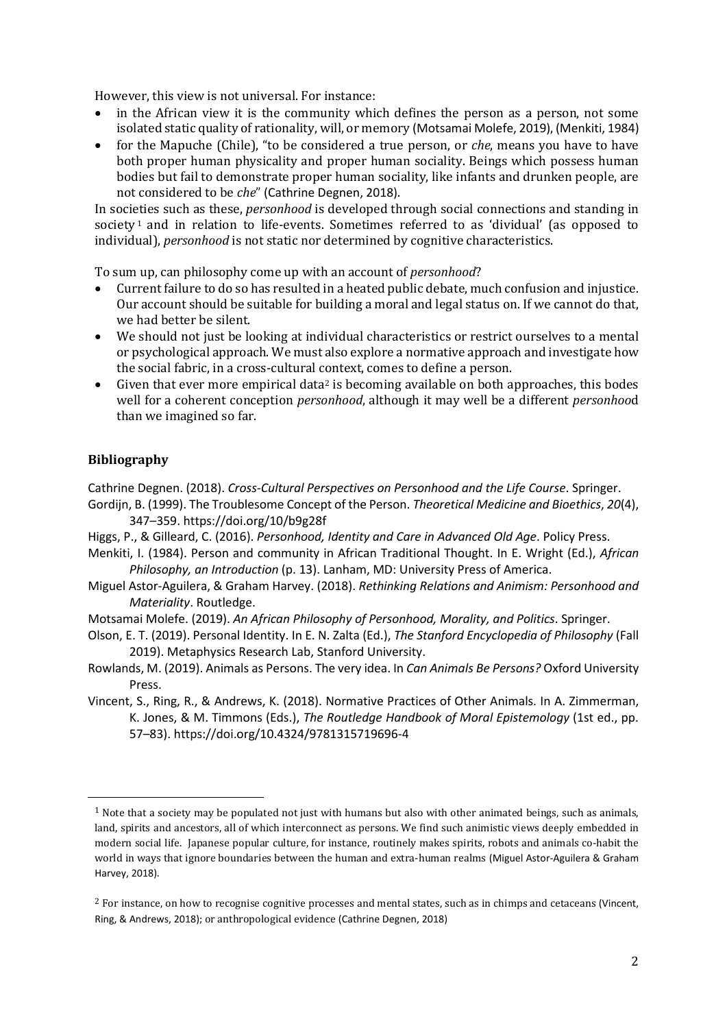However, this view is not universal. For instance:

- in the African view it is the community which defines the person as a person, not some isolated static quality of rationality, will, or memory (Motsamai Molefe, 2019), (Menkiti, 1984)
- for the Mapuche (Chile), "to be considered a true person, or *che*, means you have to have both proper human physicality and proper human sociality. Beings which possess human bodies but fail to demonstrate proper human sociality, like infants and drunken people, are not considered to be *che*" (Cathrine Degnen, 2018).

In societies such as these, *personhood* is developed through social connections and standing in society[1] and in relation to life-events. Sometimes referred to as 'dividual' (as opposed to individual), *personhood* is not static nor determined by cognitive characteristics.

To sum up, can philosophy come up with an account of *personhood*?

- Current failure to do so has resulted in a heated public debate, much confusion and injustice. Our account should be suitable for building a moral and legal status on. If we cannot do that, we had better be silent.
- We should not just be looking at individual characteristics or restrict ourselves to a mental or psychological approach. We must also explore a normative approach and investigate how the social fabric, in a cross-cultural context, comes to define a person.
- Given that ever more empirical data[2] is becoming available on both approaches, this bodes well for a coherent conception *personhood*, although it may well be a different *personhood* than we imagined so far.

## Bibliography

Cathrine Degnen. (2018). *Cross-Cultural Perspectives on Personhood and the Life Course*. Springer.

Gordijn, B. (1999). The Troublesome Concept of the Person. *Theoretical Medicine and Bioethics*, *20*(4), 347–359. https://doi.org/10/b9g28f

Higgs, P., & Gilleard, C. (2016). *Personhood, Identity and Care in Advanced Old Age*. Policy Press.

Menkiti, I. (1984). Person and community in African Traditional Thought. In E. Wright (Ed.), *African Philosophy, an Introduction* (p. 13). Lanham, MD: University Press of America.

Miguel Astor-Aguilera, & Graham Harvey. (2018). *Rethinking Relations and Animism: Personhood and Materiality*. Routledge.

Motsamai Molefe. (2019). *An African Philosophy of Personhood, Morality, and Politics*. Springer.

Olson, E. T. (2019). Personal Identity. In E. N. Zalta (Ed.), *The Stanford Encyclopedia of Philosophy* (Fall 2019). Metaphysics Research Lab, Stanford University.

Rowlands, M. (2019). Animals as Persons. The very idea. In *Can Animals Be Persons?* Oxford University Press.

Vincent, S., Ring, R., & Andrews, K. (2018). Normative Practices of Other Animals. In A. Zimmerman, K. Jones, & M. Timmons (Eds.), *The Routledge Handbook of Moral Epistemology* (1st ed., pp. 57–83). https://doi.org/10.4324/9781315719696-4

---

[1] Note that a society may be populated not just with humans but also with other animated beings, such as animals, land, spirits and ancestors, all of which interconnect as persons. We find such animistic views deeply embedded in modern social life. Japanese popular culture, for instance, routinely makes spirits, robots and animals co-habit the world in ways that ignore boundaries between the human and extra-human realms (Miguel Astor-Aguilera & Graham Harvey, 2018).

[2] For instance, on how to recognise cognitive processes and mental states, such as in chimps and cetaceans (Vincent, Ring, & Andrews, 2018); or anthropological evidence (Cathrine Degnen, 2018)